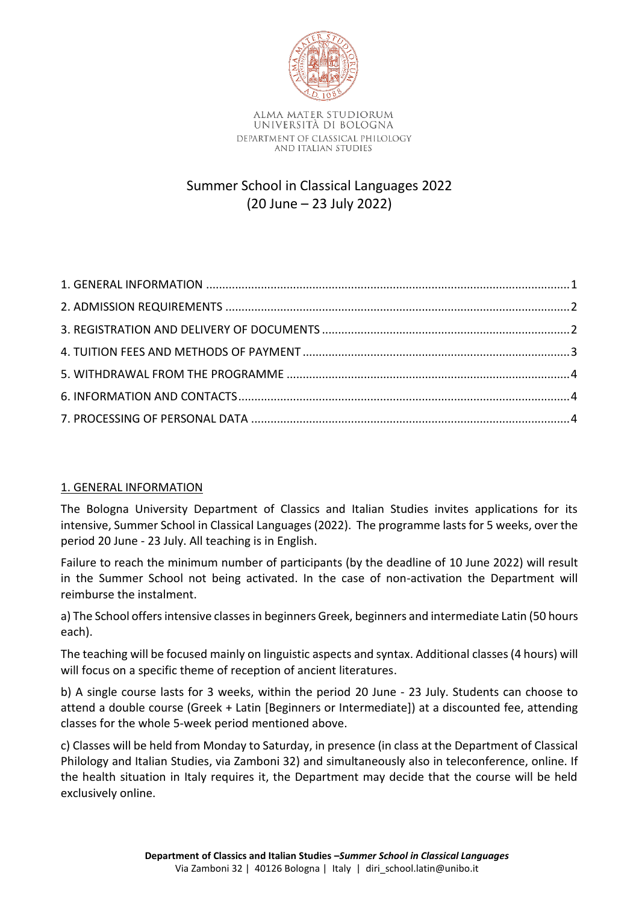ALMA MATER STUDIORUM
UNIVERSITÀ DI BOLOGNA
DEPARTMENT OF CLASSICAL PHILOLOGY
AND ITALIAN STUDIES

# Summer School in Classical Languages 2022
# (20 June – 23 July 2022)

1. GENERAL INFORMATION ..... 1
2. ADMISSION REQUIREMENTS ..... 2
3. REGISTRATION AND DELIVERY OF DOCUMENTS ..... 2
4. TUITION FEES AND METHODS OF PAYMENT ..... 3
5. WITHDRAWAL FROM THE PROGRAMME ..... 4
6. INFORMATION AND CONTACTS ..... 4
7. PROCESSING OF PERSONAL DATA ..... 4

## 1. GENERAL INFORMATION

The Bologna University Department of Classics and Italian Studies invites applications for its intensive, Summer School in Classical Languages (2022). The programme lasts for 5 weeks, over the period 20 June - 23 July. All teaching is in English.

Failure to reach the minimum number of participants (by the deadline of 10 June 2022) will result in the Summer School not being activated. In the case of non-activation the Department will reimburse the instalment.

a) The School offers intensive classes in beginners Greek, beginners and intermediate Latin (50 hours each).

The teaching will be focused mainly on linguistic aspects and syntax. Additional classes (4 hours) will will focus on a specific theme of reception of ancient literatures.

b) A single course lasts for 3 weeks, within the period 20 June - 23 July. Students can choose to attend a double course (Greek + Latin [Beginners or Intermediate]) at a discounted fee, attending classes for the whole 5-week period mentioned above.

c) Classes will be held from Monday to Saturday, in presence (in class at the Department of Classical Philology and Italian Studies, via Zamboni 32) and simultaneously also in teleconference, online. If the health situation in Italy requires it, the Department may decide that the course will be held exclusively online.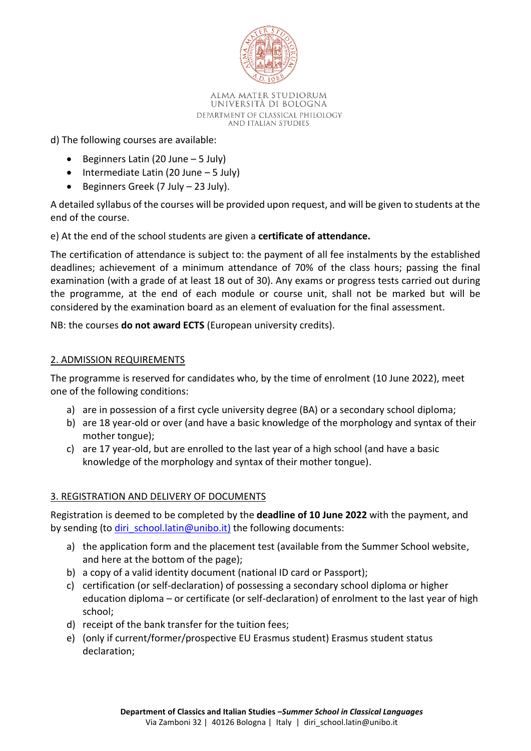d) The following courses are available:

- Beginners Latin (20 June – 5 July)
- Intermediate Latin (20 June – 5 July)
- Beginners Greek (7 July – 23 July).

A detailed syllabus of the courses will be provided upon request, and will be given to students at the end of the course.

e) At the end of the school students are given a **certificate of attendance.**

The certification of attendance is subject to: the payment of all fee instalments by the established deadlines; achievement of a minimum attendance of 70% of the class hours; passing the final examination (with a grade of at least 18 out of 30). Any exams or progress tests carried out during the programme, at the end of each module or course unit, shall not be marked but will be considered by the examination board as an element of evaluation for the final assessment.

NB: the courses **do not award ECTS** (European university credits).

## 2. ADMISSION REQUIREMENTS

The programme is reserved for candidates who, by the time of enrolment (10 June 2022), meet one of the following conditions:

a) are in possession of a first cycle university degree (BA) or a secondary school diploma;
b) are 18 year-old or over (and have a basic knowledge of the morphology and syntax of their mother tongue);
c) are 17 year-old, but are enrolled to the last year of a high school (and have a basic knowledge of the morphology and syntax of their mother tongue).

## 3. REGISTRATION AND DELIVERY OF DOCUMENTS

Registration is deemed to be completed by the **deadline of 10 June 2022** with the payment, and by sending (to diri_school.latin@unibo.it) the following documents:

a) the application form and the placement test (available from the Summer School website, and here at the bottom of the page);
b) a copy of a valid identity document (national ID card or Passport);
c) certification (or self-declaration) of possessing a secondary school diploma or higher education diploma – or certificate (or self-declaration) of enrolment to the last year of high school;
d) receipt of the bank transfer for the tuition fees;
e) (only if current/former/prospective EU Erasmus student) Erasmus student status declaration;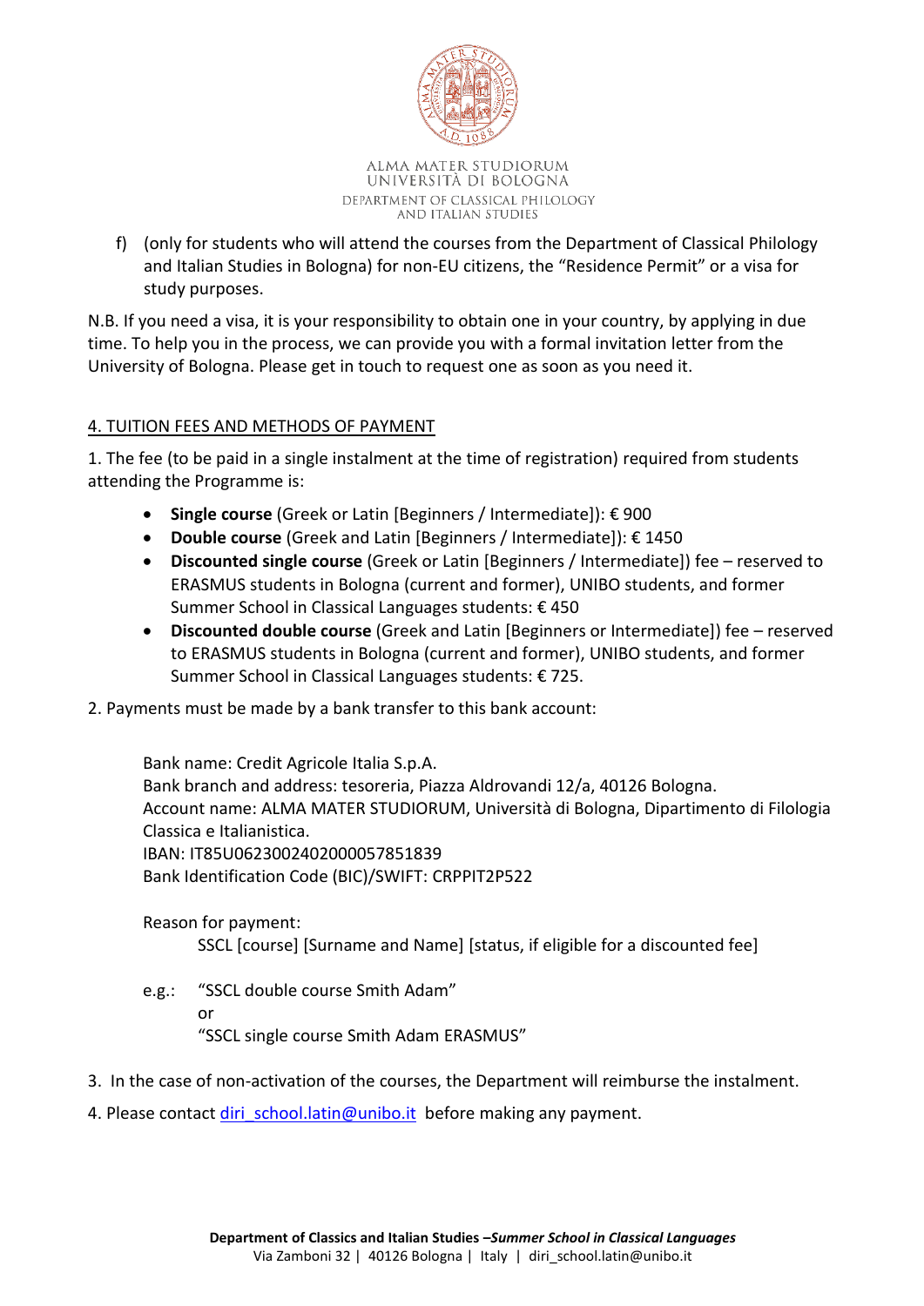f) (only for students who will attend the courses from the Department of Classical Philology and Italian Studies in Bologna) for non-EU citizens, the “Residence Permit” or a visa for study purposes.

N.B. If you need a visa, it is your responsibility to obtain one in your country, by applying in due time. To help you in the process, we can provide you with a formal invitation letter from the University of Bologna. Please get in touch to request one as soon as you need it.

## 4. TUITION FEES AND METHODS OF PAYMENT

1. The fee (to be paid in a single instalment at the time of registration) required from students attending the Programme is:

- **Single course** (Greek or Latin [Beginners / Intermediate]): € 900
- **Double course** (Greek and Latin [Beginners / Intermediate]): € 1450
- **Discounted single course** (Greek or Latin [Beginners / Intermediate]) fee – reserved to ERASMUS students in Bologna (current and former), UNIBO students, and former Summer School in Classical Languages students: € 450
- **Discounted double course** (Greek and Latin [Beginners or Intermediate]) fee – reserved to ERASMUS students in Bologna (current and former), UNIBO students, and former Summer School in Classical Languages students: € 725.

2. Payments must be made by a bank transfer to this bank account:

Bank name: Credit Agricole Italia S.p.A.
Bank branch and address: tesoreria, Piazza Aldrovandi 12/a, 40126 Bologna.
Account name: ALMA MATER STUDIORUM, Università di Bologna, Dipartimento di Filologia Classica e Italianistica.
IBAN: IT85U0623002402000057851839
Bank Identification Code (BIC)/SWIFT: CRPPIT2P522

Reason for payment:
SSCL [course] [Surname and Name] [status, if eligible for a discounted fee]

e.g.: “SSCL double course Smith Adam”
or
“SSCL single course Smith Adam ERASMUS”

3. In the case of non-activation of the courses, the Department will reimburse the instalment.

4. Please contact diri_school.latin@unibo.it before making any payment.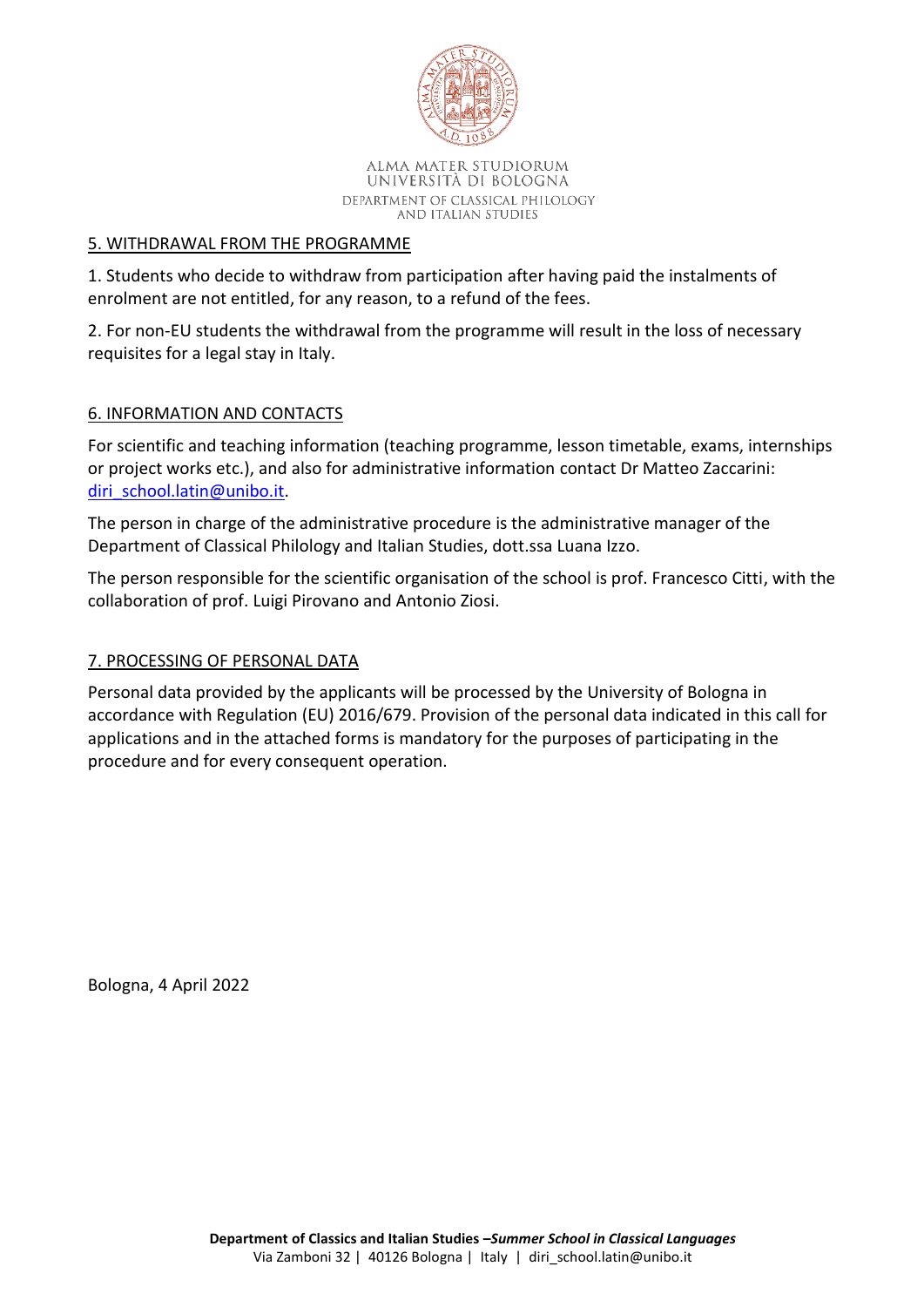## 5. WITHDRAWAL FROM THE PROGRAMME

1. Students who decide to withdraw from participation after having paid the instalments of enrolment are not entitled, for any reason, to a refund of the fees.

2. For non-EU students the withdrawal from the programme will result in the loss of necessary requisites for a legal stay in Italy.

## 6. INFORMATION AND CONTACTS

For scientific and teaching information (teaching programme, lesson timetable, exams, internships or project works etc.), and also for administrative information contact Dr Matteo Zaccarini: diri_school.latin@unibo.it.

The person in charge of the administrative procedure is the administrative manager of the Department of Classical Philology and Italian Studies, dott.ssa Luana Izzo.

The person responsible for the scientific organisation of the school is prof. Francesco Citti, with the collaboration of prof. Luigi Pirovano and Antonio Ziosi.

## 7. PROCESSING OF PERSONAL DATA

Personal data provided by the applicants will be processed by the University of Bologna in accordance with Regulation (EU) 2016/679. Provision of the personal data indicated in this call for applications and in the attached forms is mandatory for the purposes of participating in the procedure and for every consequent operation.

Bologna, 4 April 2022